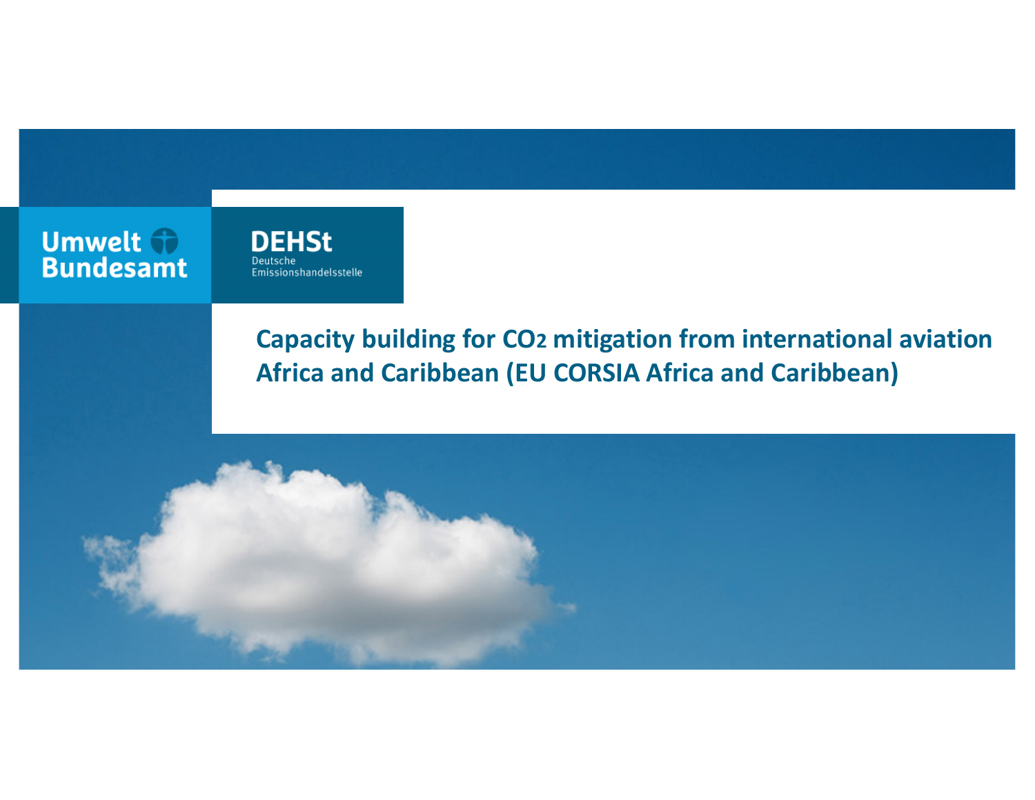Umwelt Bundesamt

DEHSt
Deutsche Emissionshandelsstelle

# Capacity building for $CO_2$ mitigation from international aviation Africa and Caribbean (EU CORSIA Africa and Caribbean)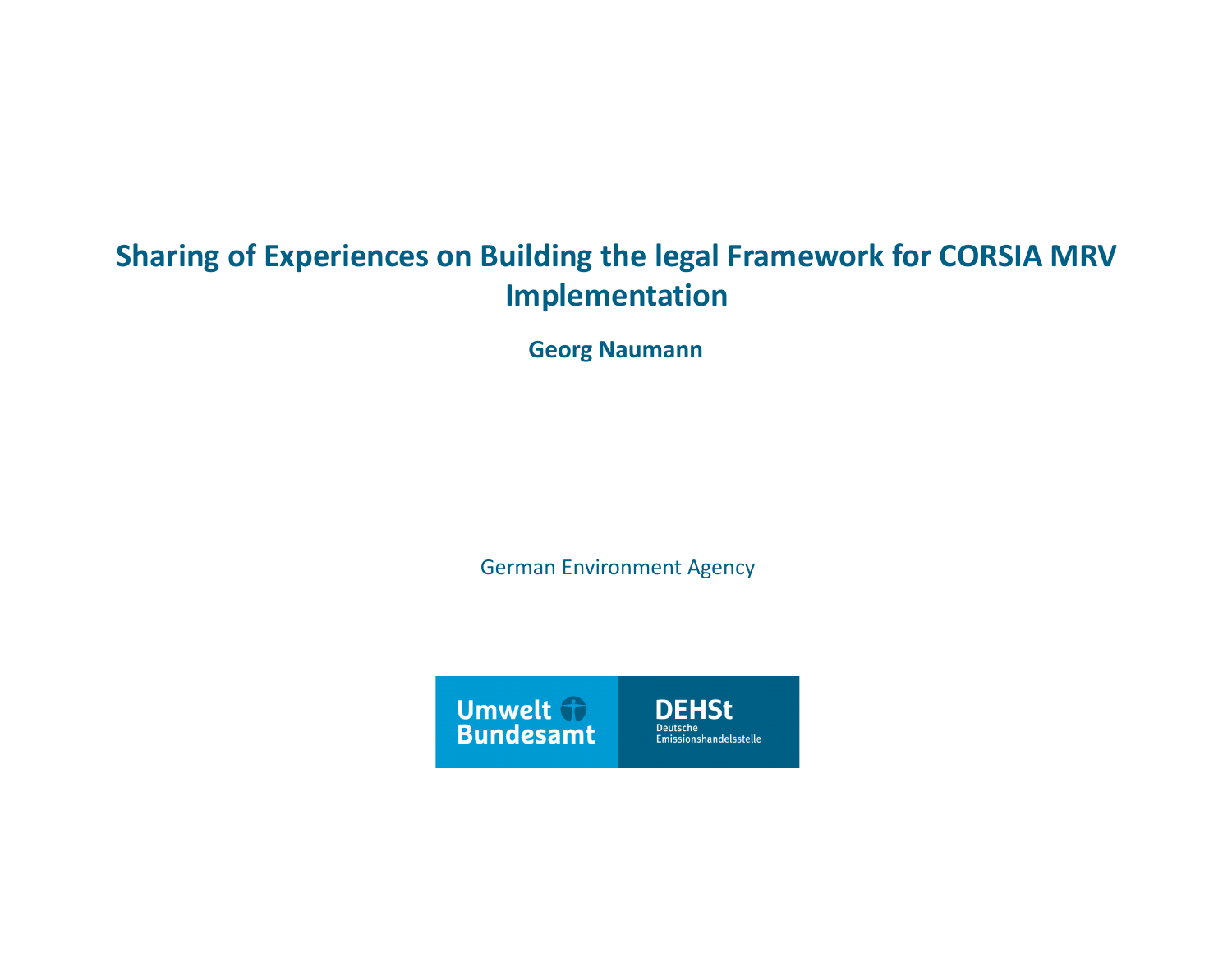# Sharing of Experiences on Building the legal Framework for CORSIA MRV Implementation

**Georg Naumann**

German Environment Agency

Umwelt Bundesamt

DEHSt
Deutsche Emissionshandelsstelle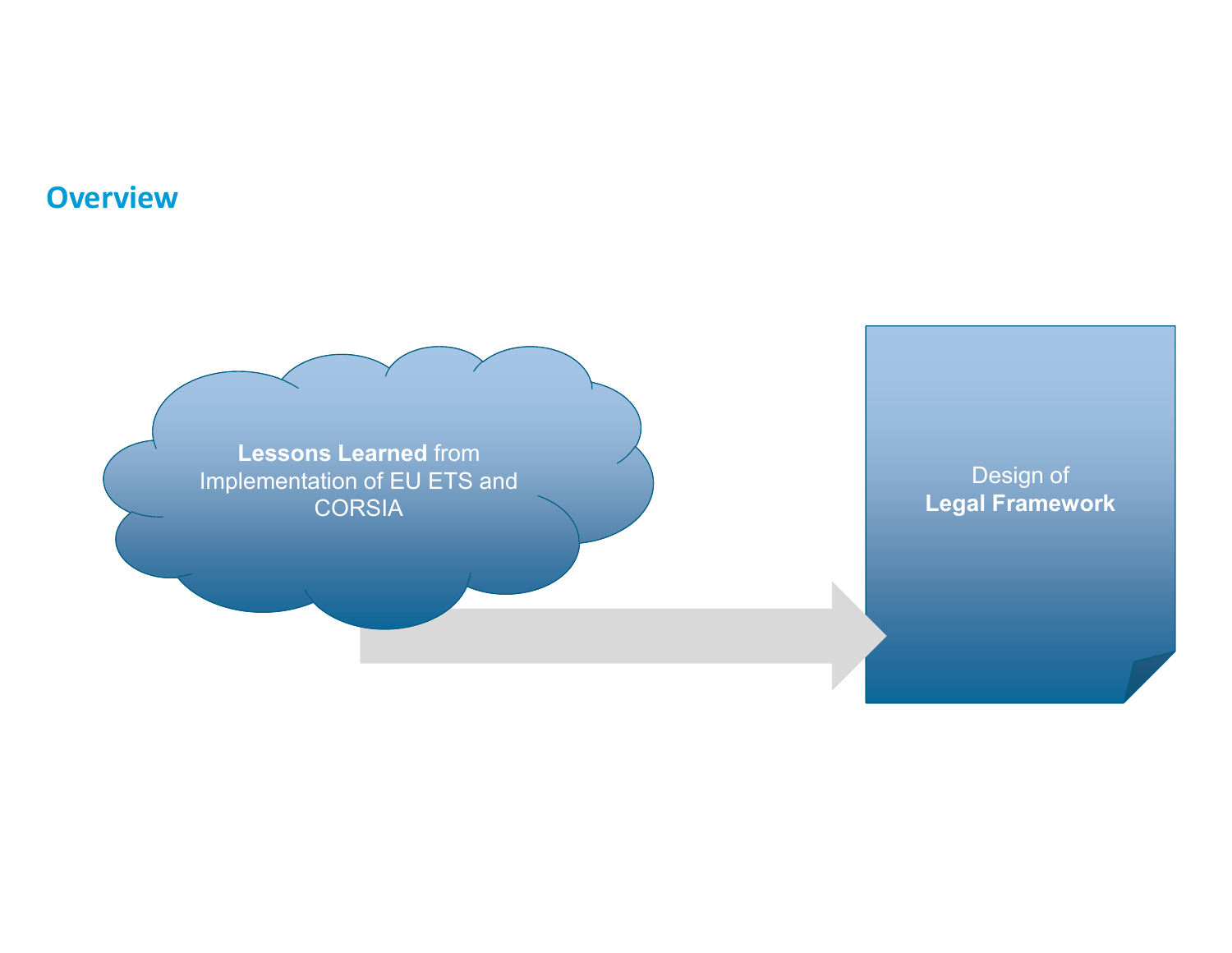## Overview

**Lessons Learned** from Implementation of EU ETS and CORSIA

Design of **Legal Framework**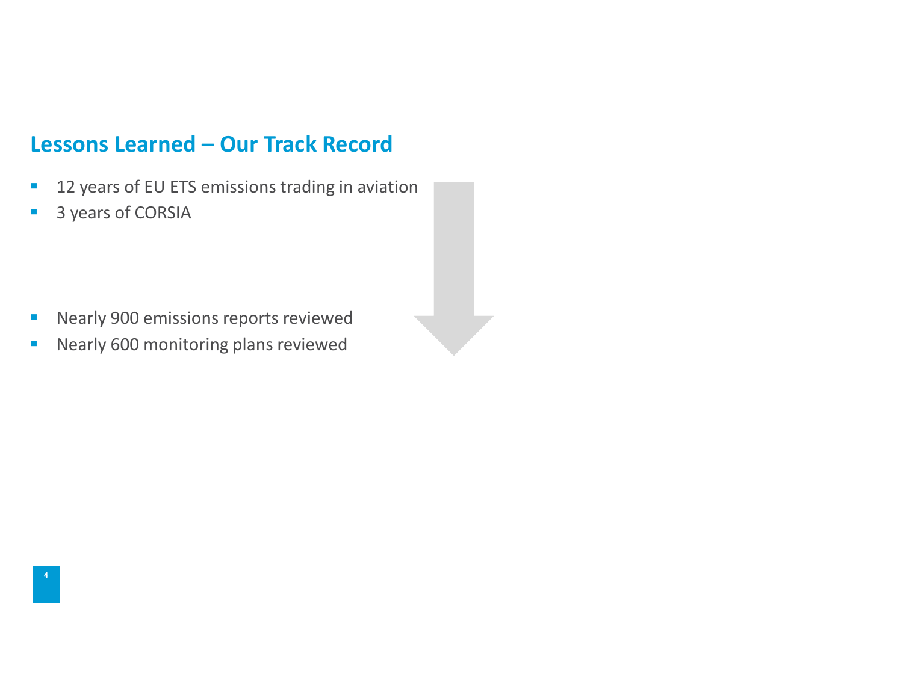## Lessons Learned – Our Track Record

- 12 years of EU ETS emissions trading in aviation
- 3 years of CORSIA

- Nearly 900 emissions reports reviewed
- Nearly 600 monitoring plans reviewed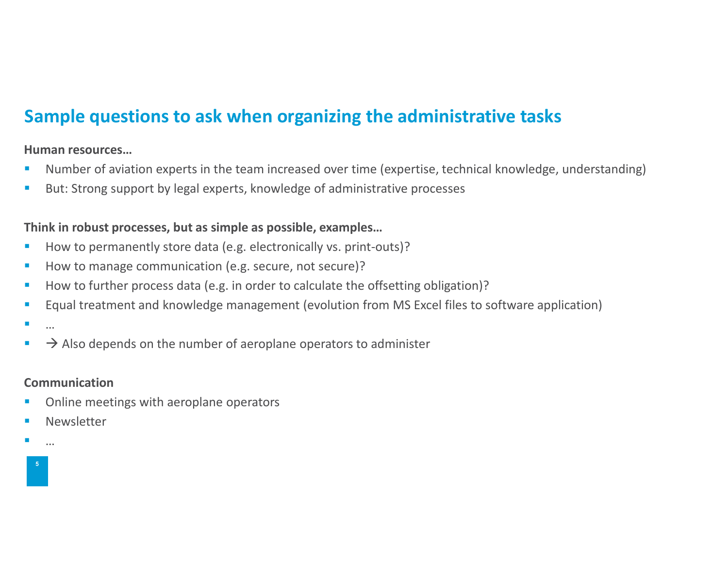## Sample questions to ask when organizing the administrative tasks

**Human resources…**

- Number of aviation experts in the team increased over time (expertise, technical knowledge, understanding)
- But: Strong support by legal experts, knowledge of administrative processes

**Think in robust processes, but as simple as possible, examples…**

- How to permanently store data (e.g. electronically vs. print-outs)?
- How to manage communication (e.g. secure, not secure)?
- How to further process data (e.g. in order to calculate the offsetting obligation)?
- Equal treatment and knowledge management (evolution from MS Excel files to software application)
- …
- → Also depends on the number of aeroplane operators to administer

**Communication**

- Online meetings with aeroplane operators
- Newsletter
- …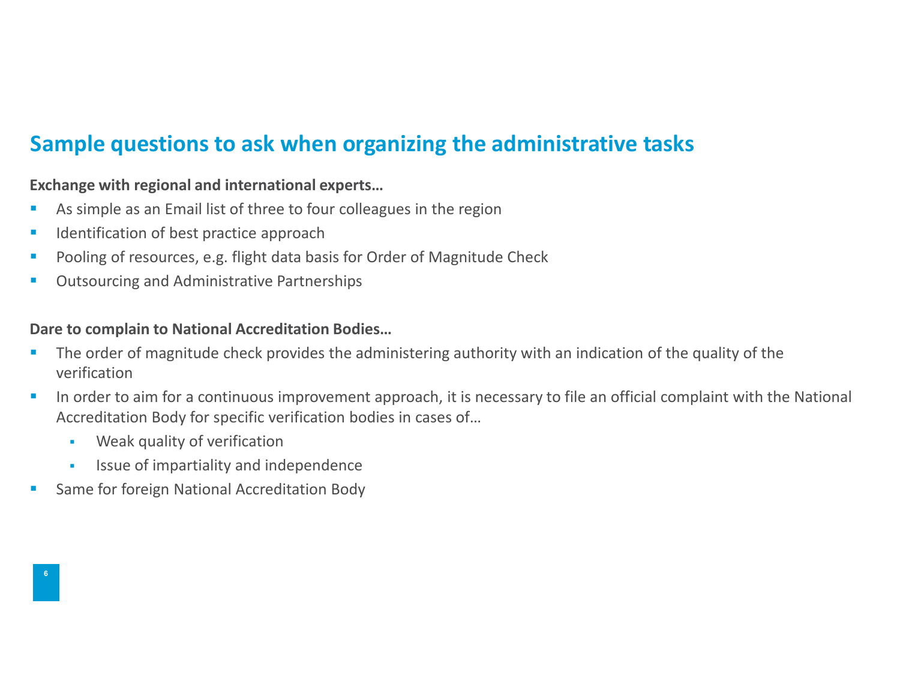## Sample questions to ask when organizing the administrative tasks

**Exchange with regional and international experts…**

- As simple as an Email list of three to four colleagues in the region
- Identification of best practice approach
- Pooling of resources, e.g. flight data basis for Order of Magnitude Check
- Outsourcing and Administrative Partnerships

**Dare to complain to National Accreditation Bodies…**

- The order of magnitude check provides the administering authority with an indication of the quality of the verification
- In order to aim for a continuous improvement approach, it is necessary to file an official complaint with the National Accreditation Body for specific verification bodies in cases of…
  - Weak quality of verification
  - Issue of impartiality and independence
- Same for foreign National Accreditation Body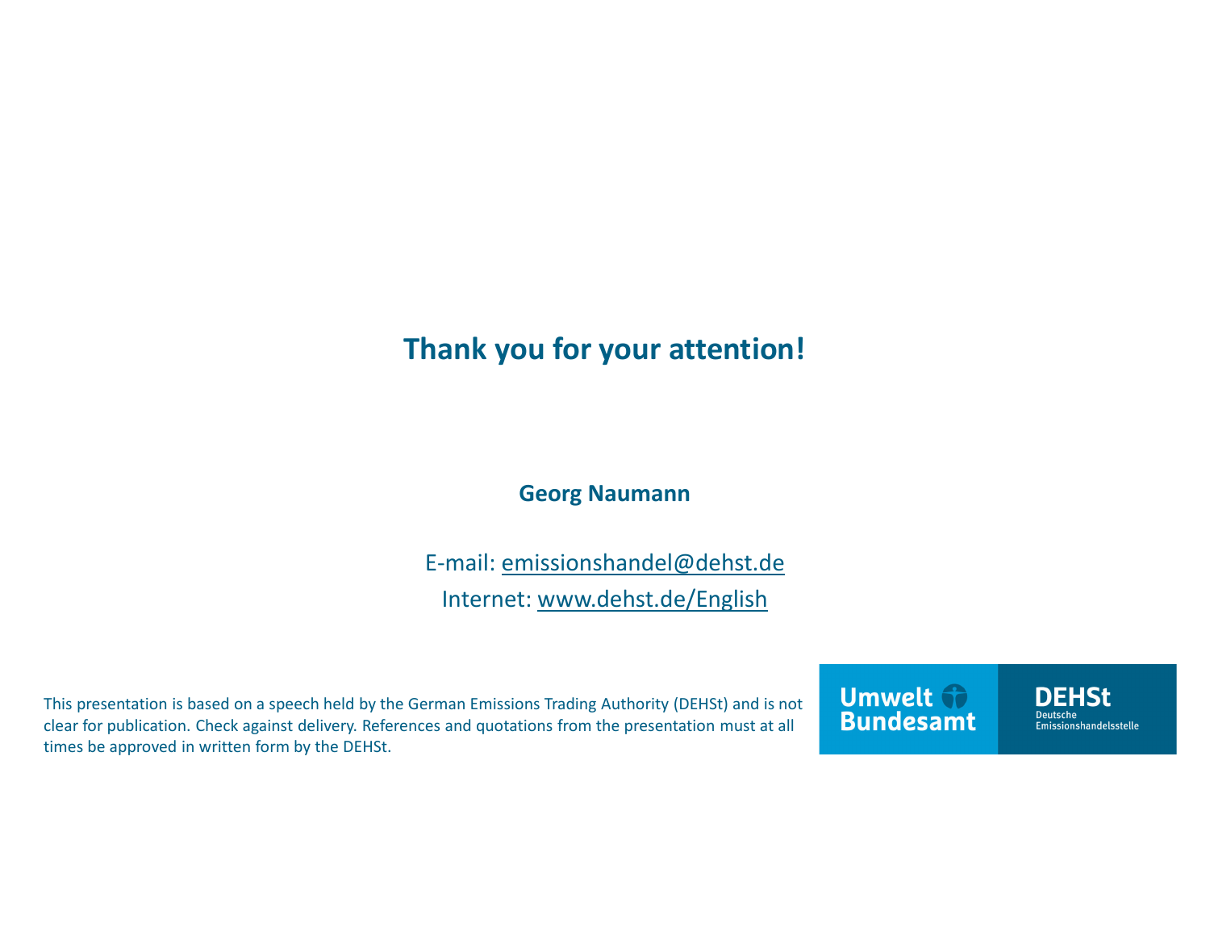# Thank you for your attention!

**Georg Naumann**

E-mail: emissionshandel@dehst.de

Internet: www.dehst.de/English

This presentation is based on a speech held by the German Emissions Trading Authority (DEHSt) and is not clear for publication. Check against delivery. References and quotations from the presentation must at all times be approved in written form by the DEHSt.

Umwelt Bundesamt

DEHSt Deutsche Emissionshandelsstelle